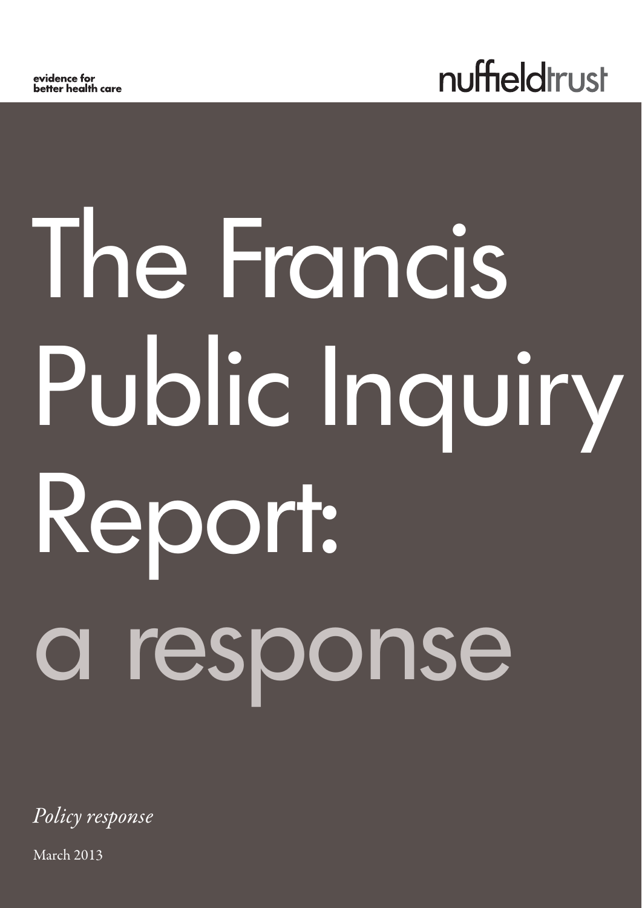evidence for
better health care

nuffieldtrust

# The Francis Public Inquiry Report: a response

*Policy response*

March 2013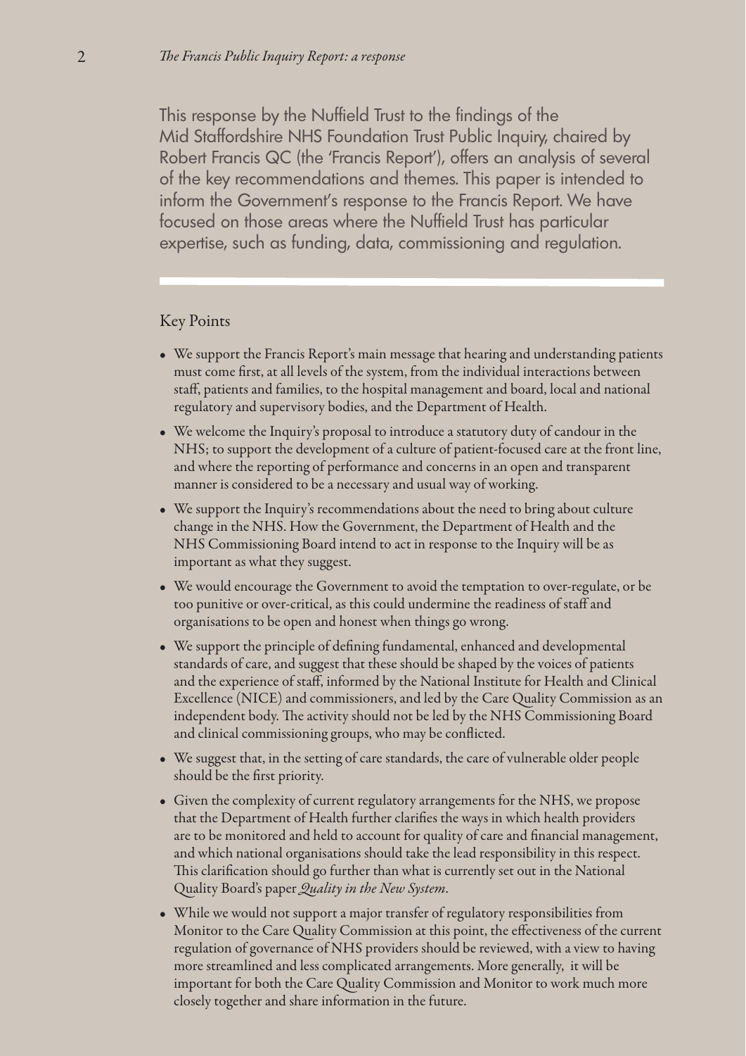This response by the Nuffield Trust to the findings of the Mid Staffordshire NHS Foundation Trust Public Inquiry, chaired by Robert Francis QC (the 'Francis Report'), offers an analysis of several of the key recommendations and themes. This paper is intended to inform the Government's response to the Francis Report. We have focused on those areas where the Nuffield Trust has particular expertise, such as funding, data, commissioning and regulation.

## Key Points

- We support the Francis Report's main message that hearing and understanding patients must come first, at all levels of the system, from the individual interactions between staff, patients and families, to the hospital management and board, local and national regulatory and supervisory bodies, and the Department of Health.
- We welcome the Inquiry's proposal to introduce a statutory duty of candour in the NHS; to support the development of a culture of patient-focused care at the front line, and where the reporting of performance and concerns in an open and transparent manner is considered to be a necessary and usual way of working.
- We support the Inquiry's recommendations about the need to bring about culture change in the NHS. How the Government, the Department of Health and the NHS Commissioning Board intend to act in response to the Inquiry will be as important as what they suggest.
- We would encourage the Government to avoid the temptation to over-regulate, or be too punitive or over-critical, as this could undermine the readiness of staff and organisations to be open and honest when things go wrong.
- We support the principle of defining fundamental, enhanced and developmental standards of care, and suggest that these should be shaped by the voices of patients and the experience of staff, informed by the National Institute for Health and Clinical Excellence (NICE) and commissioners, and led by the Care Quality Commission as an independent body. The activity should not be led by the NHS Commissioning Board and clinical commissioning groups, who may be conflicted.
- We suggest that, in the setting of care standards, the care of vulnerable older people should be the first priority.
- Given the complexity of current regulatory arrangements for the NHS, we propose that the Department of Health further clarifies the ways in which health providers are to be monitored and held to account for quality of care and financial management, and which national organisations should take the lead responsibility in this respect. This clarification should go further than what is currently set out in the National Quality Board's paper *Quality in the New System*.
- While we would not support a major transfer of regulatory responsibilities from Monitor to the Care Quality Commission at this point, the effectiveness of the current regulation of governance of NHS providers should be reviewed, with a view to having more streamlined and less complicated arrangements. More generally, it will be important for both the Care Quality Commission and Monitor to work much more closely together and share information in the future.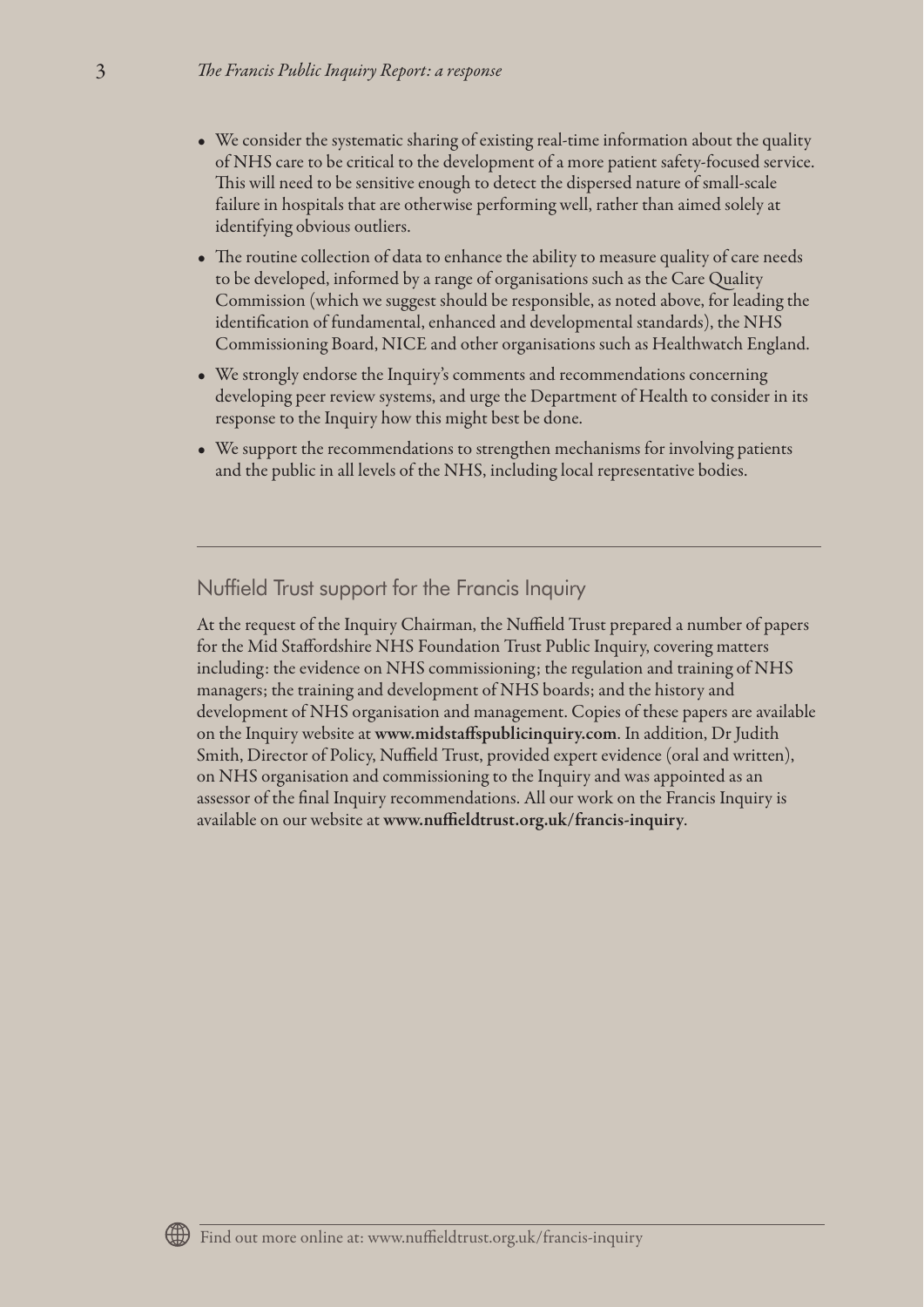- We consider the systematic sharing of existing real-time information about the quality of NHS care to be critical to the development of a more patient safety-focused service. This will need to be sensitive enough to detect the dispersed nature of small-scale failure in hospitals that are otherwise performing well, rather than aimed solely at identifying obvious outliers.
- The routine collection of data to enhance the ability to measure quality of care needs to be developed, informed by a range of organisations such as the Care Quality Commission (which we suggest should be responsible, as noted above, for leading the identification of fundamental, enhanced and developmental standards), the NHS Commissioning Board, NICE and other organisations such as Healthwatch England.
- We strongly endorse the Inquiry's comments and recommendations concerning developing peer review systems, and urge the Department of Health to consider in its response to the Inquiry how this might best be done.
- We support the recommendations to strengthen mechanisms for involving patients and the public in all levels of the NHS, including local representative bodies.

---

## Nuffield Trust support for the Francis Inquiry

At the request of the Inquiry Chairman, the Nuffield Trust prepared a number of papers for the Mid Staffordshire NHS Foundation Trust Public Inquiry, covering matters including: the evidence on NHS commissioning; the regulation and training of NHS managers; the training and development of NHS boards; and the history and development of NHS organisation and management. Copies of these papers are available on the Inquiry website at **www.midstaffspublicinquiry.com**. In addition, Dr Judith Smith, Director of Policy, Nuffield Trust, provided expert evidence (oral and written), on NHS organisation and commissioning to the Inquiry and was appointed as an assessor of the final Inquiry recommendations. All our work on the Francis Inquiry is available on our website at **www.nuffieldtrust.org.uk/francis-inquiry**.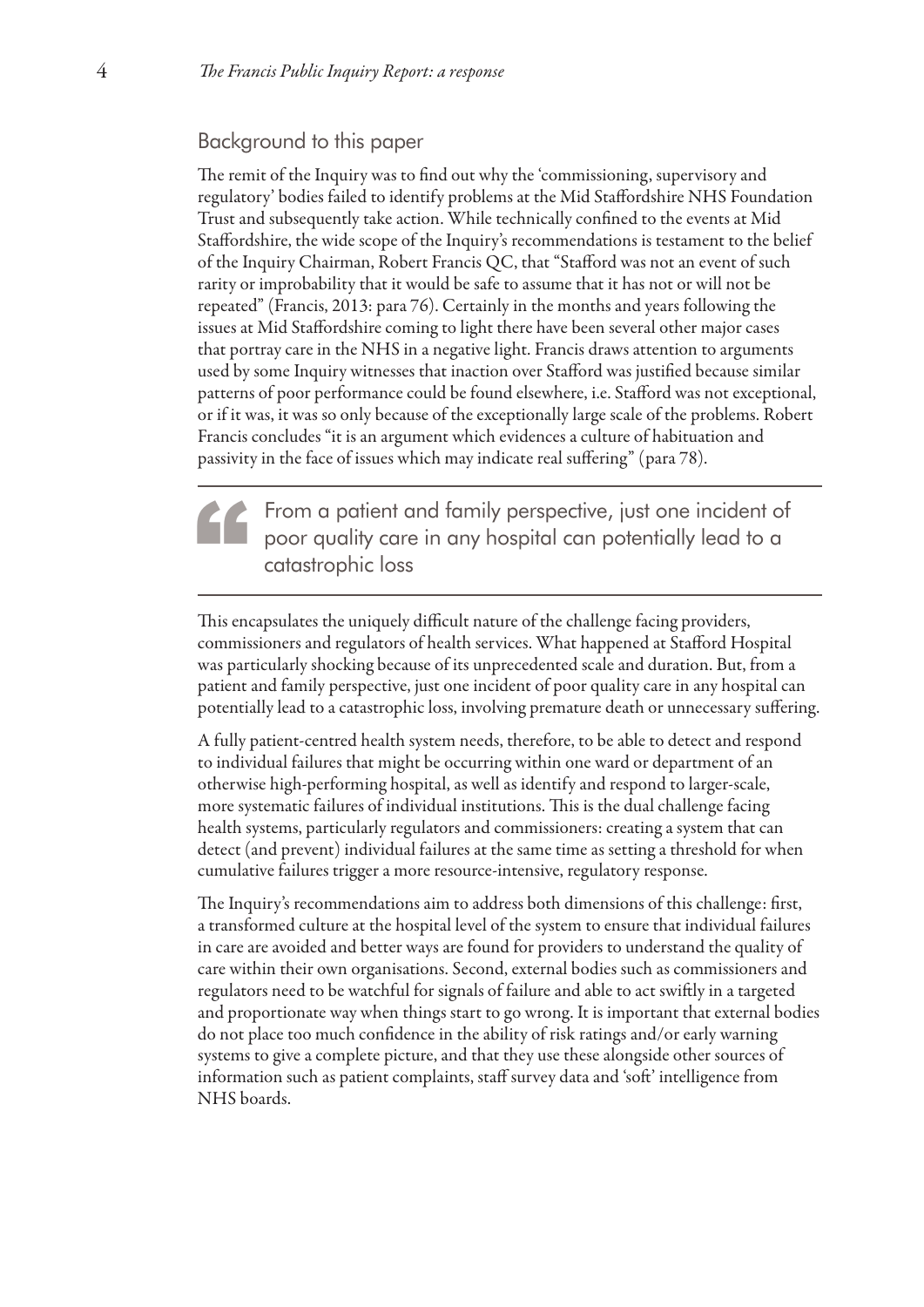## Background to this paper

The remit of the Inquiry was to find out why the 'commissioning, supervisory and regulatory' bodies failed to identify problems at the Mid Staffordshire NHS Foundation Trust and subsequently take action. While technically confined to the events at Mid Staffordshire, the wide scope of the Inquiry's recommendations is testament to the belief of the Inquiry Chairman, Robert Francis QC, that "Stafford was not an event of such rarity or improbability that it would be safe to assume that it has not or will not be repeated" (Francis, 2013: para 76). Certainly in the months and years following the issues at Mid Staffordshire coming to light there have been several other major cases that portray care in the NHS in a negative light. Francis draws attention to arguments used by some Inquiry witnesses that inaction over Stafford was justified because similar patterns of poor performance could be found elsewhere, i.e. Stafford was not exceptional, or if it was, it was so only because of the exceptionally large scale of the problems. Robert Francis concludes "it is an argument which evidences a culture of habituation and passivity in the face of issues which may indicate real suffering" (para 78).

> From a patient and family perspective, just one incident of poor quality care in any hospital can potentially lead to a catastrophic loss

This encapsulates the uniquely difficult nature of the challenge facing providers, commissioners and regulators of health services. What happened at Stafford Hospital was particularly shocking because of its unprecedented scale and duration. But, from a patient and family perspective, just one incident of poor quality care in any hospital can potentially lead to a catastrophic loss, involving premature death or unnecessary suffering.

A fully patient-centred health system needs, therefore, to be able to detect and respond to individual failures that might be occurring within one ward or department of an otherwise high-performing hospital, as well as identify and respond to larger-scale, more systematic failures of individual institutions. This is the dual challenge facing health systems, particularly regulators and commissioners: creating a system that can detect (and prevent) individual failures at the same time as setting a threshold for when cumulative failures trigger a more resource-intensive, regulatory response.

The Inquiry's recommendations aim to address both dimensions of this challenge: first, a transformed culture at the hospital level of the system to ensure that individual failures in care are avoided and better ways are found for providers to understand the quality of care within their own organisations. Second, external bodies such as commissioners and regulators need to be watchful for signals of failure and able to act swiftly in a targeted and proportionate way when things start to go wrong. It is important that external bodies do not place too much confidence in the ability of risk ratings and/or early warning systems to give a complete picture, and that they use these alongside other sources of information such as patient complaints, staff survey data and 'soft' intelligence from NHS boards.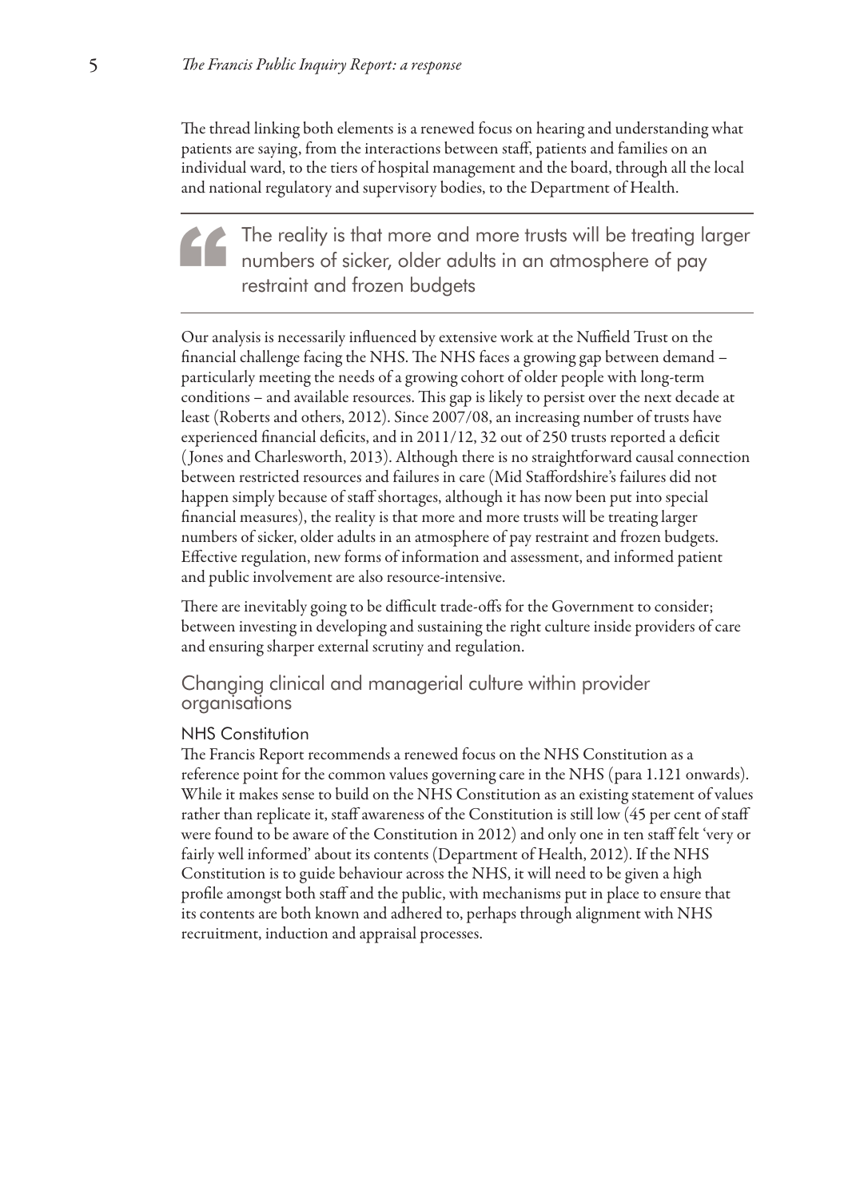The thread linking both elements is a renewed focus on hearing and understanding what patients are saying, from the interactions between staff, patients and families on an individual ward, to the tiers of hospital management and the board, through all the local and national regulatory and supervisory bodies, to the Department of Health.

> The reality is that more and more trusts will be treating larger numbers of sicker, older adults in an atmosphere of pay restraint and frozen budgets

Our analysis is necessarily influenced by extensive work at the Nuffield Trust on the financial challenge facing the NHS. The NHS faces a growing gap between demand – particularly meeting the needs of a growing cohort of older people with long-term conditions – and available resources. This gap is likely to persist over the next decade at least (Roberts and others, 2012). Since 2007/08, an increasing number of trusts have experienced financial deficits, and in 2011/12, 32 out of 250 trusts reported a deficit (Jones and Charlesworth, 2013). Although there is no straightforward causal connection between restricted resources and failures in care (Mid Staffordshire's failures did not happen simply because of staff shortages, although it has now been put into special financial measures), the reality is that more and more trusts will be treating larger numbers of sicker, older adults in an atmosphere of pay restraint and frozen budgets. Effective regulation, new forms of information and assessment, and informed patient and public involvement are also resource-intensive.

There are inevitably going to be difficult trade-offs for the Government to consider; between investing in developing and sustaining the right culture inside providers of care and ensuring sharper external scrutiny and regulation.

## Changing clinical and managerial culture within provider organisations

### NHS Constitution

The Francis Report recommends a renewed focus on the NHS Constitution as a reference point for the common values governing care in the NHS (para 1.121 onwards). While it makes sense to build on the NHS Constitution as an existing statement of values rather than replicate it, staff awareness of the Constitution is still low (45 per cent of staff were found to be aware of the Constitution in 2012) and only one in ten staff felt 'very or fairly well informed' about its contents (Department of Health, 2012). If the NHS Constitution is to guide behaviour across the NHS, it will need to be given a high profile amongst both staff and the public, with mechanisms put in place to ensure that its contents are both known and adhered to, perhaps through alignment with NHS recruitment, induction and appraisal processes.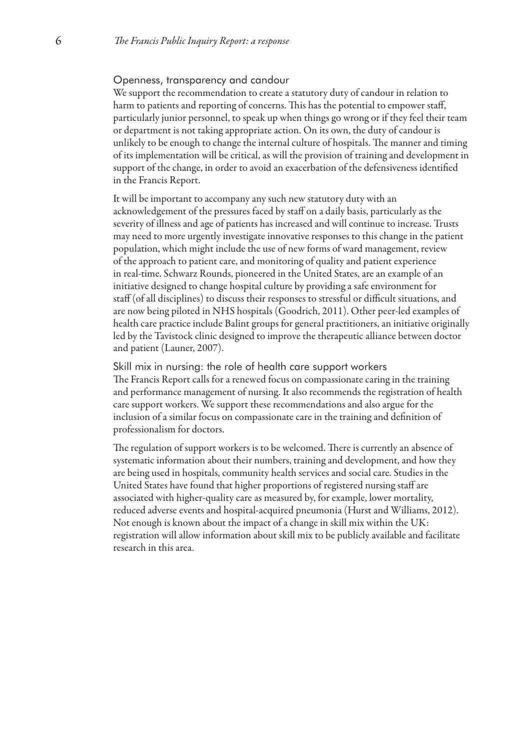## Openness, transparency and candour

We support the recommendation to create a statutory duty of candour in relation to harm to patients and reporting of concerns. This has the potential to empower staff, particularly junior personnel, to speak up when things go wrong or if they feel their team or department is not taking appropriate action. On its own, the duty of candour is unlikely to be enough to change the internal culture of hospitals. The manner and timing of its implementation will be critical, as will the provision of training and development in support of the change, in order to avoid an exacerbation of the defensiveness identified in the Francis Report.

It will be important to accompany any such new statutory duty with an acknowledgement of the pressures faced by staff on a daily basis, particularly as the severity of illness and age of patients has increased and will continue to increase. Trusts may need to more urgently investigate innovative responses to this change in the patient population, which might include the use of new forms of ward management, review of the approach to patient care, and monitoring of quality and patient experience in real-time. Schwarz Rounds, pioneered in the United States, are an example of an initiative designed to change hospital culture by providing a safe environment for staff (of all disciplines) to discuss their responses to stressful or difficult situations, and are now being piloted in NHS hospitals (Goodrich, 2011). Other peer-led examples of health care practice include Balint groups for general practitioners, an initiative originally led by the Tavistock clinic designed to improve the therapeutic alliance between doctor and patient (Launer, 2007).

## Skill mix in nursing: the role of health care support workers

The Francis Report calls for a renewed focus on compassionate caring in the training and performance management of nursing. It also recommends the registration of health care support workers. We support these recommendations and also argue for the inclusion of a similar focus on compassionate care in the training and definition of professionalism for doctors.

The regulation of support workers is to be welcomed. There is currently an absence of systematic information about their numbers, training and development, and how they are being used in hospitals, community health services and social care. Studies in the United States have found that higher proportions of registered nursing staff are associated with higher-quality care as measured by, for example, lower mortality, reduced adverse events and hospital-acquired pneumonia (Hurst and Williams, 2012). Not enough is known about the impact of a change in skill mix within the UK: registration will allow information about skill mix to be publicly available and facilitate research in this area.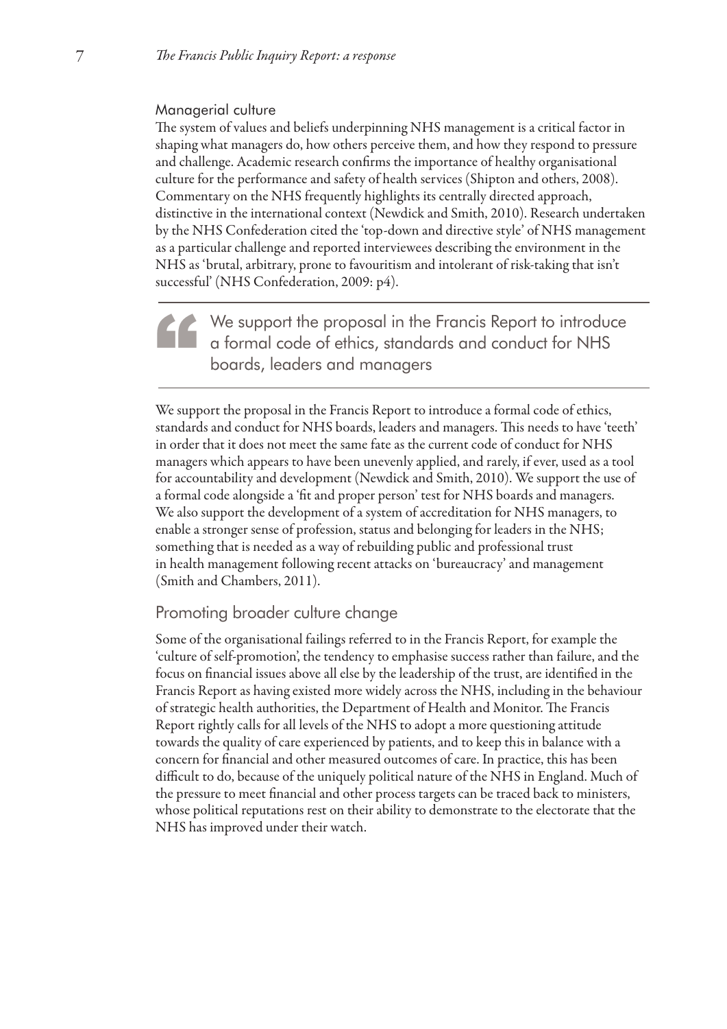### Managerial culture

The system of values and beliefs underpinning NHS management is a critical factor in shaping what managers do, how others perceive them, and how they respond to pressure and challenge. Academic research confirms the importance of healthy organisational culture for the performance and safety of health services (Shipton and others, 2008). Commentary on the NHS frequently highlights its centrally directed approach, distinctive in the international context (Newdick and Smith, 2010). Research undertaken by the NHS Confederation cited the 'top-down and directive style' of NHS management as a particular challenge and reported interviewees describing the environment in the NHS as 'brutal, arbitrary, prone to favouritism and intolerant of risk-taking that isn't successful' (NHS Confederation, 2009: p4).

> We support the proposal in the Francis Report to introduce a formal code of ethics, standards and conduct for NHS boards, leaders and managers

We support the proposal in the Francis Report to introduce a formal code of ethics, standards and conduct for NHS boards, leaders and managers. This needs to have 'teeth' in order that it does not meet the same fate as the current code of conduct for NHS managers which appears to have been unevenly applied, and rarely, if ever, used as a tool for accountability and development (Newdick and Smith, 2010). We support the use of a formal code alongside a 'fit and proper person' test for NHS boards and managers. We also support the development of a system of accreditation for NHS managers, to enable a stronger sense of profession, status and belonging for leaders in the NHS; something that is needed as a way of rebuilding public and professional trust in health management following recent attacks on 'bureaucracy' and management (Smith and Chambers, 2011).

## Promoting broader culture change

Some of the organisational failings referred to in the Francis Report, for example the 'culture of self-promotion', the tendency to emphasise success rather than failure, and the focus on financial issues above all else by the leadership of the trust, are identified in the Francis Report as having existed more widely across the NHS, including in the behaviour of strategic health authorities, the Department of Health and Monitor. The Francis Report rightly calls for all levels of the NHS to adopt a more questioning attitude towards the quality of care experienced by patients, and to keep this in balance with a concern for financial and other measured outcomes of care. In practice, this has been difficult to do, because of the uniquely political nature of the NHS in England. Much of the pressure to meet financial and other process targets can be traced back to ministers, whose political reputations rest on their ability to demonstrate to the electorate that the NHS has improved under their watch.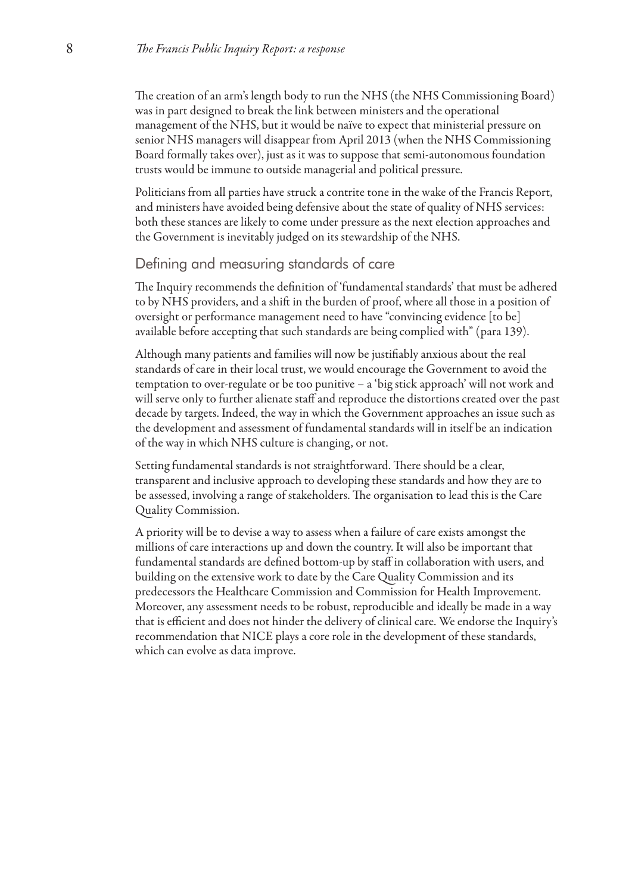The creation of an arm's length body to run the NHS (the NHS Commissioning Board) was in part designed to break the link between ministers and the operational management of the NHS, but it would be naïve to expect that ministerial pressure on senior NHS managers will disappear from April 2013 (when the NHS Commissioning Board formally takes over), just as it was to suppose that semi-autonomous foundation trusts would be immune to outside managerial and political pressure.

Politicians from all parties have struck a contrite tone in the wake of the Francis Report, and ministers have avoided being defensive about the state of quality of NHS services: both these stances are likely to come under pressure as the next election approaches and the Government is inevitably judged on its stewardship of the NHS.

## Defining and measuring standards of care

The Inquiry recommends the definition of 'fundamental standards' that must be adhered to by NHS providers, and a shift in the burden of proof, where all those in a position of oversight or performance management need to have "convincing evidence [to be] available before accepting that such standards are being complied with" (para 139).

Although many patients and families will now be justifiably anxious about the real standards of care in their local trust, we would encourage the Government to avoid the temptation to over-regulate or be too punitive – a 'big stick approach' will not work and will serve only to further alienate staff and reproduce the distortions created over the past decade by targets. Indeed, the way in which the Government approaches an issue such as the development and assessment of fundamental standards will in itself be an indication of the way in which NHS culture is changing, or not.

Setting fundamental standards is not straightforward. There should be a clear, transparent and inclusive approach to developing these standards and how they are to be assessed, involving a range of stakeholders. The organisation to lead this is the Care Quality Commission.

A priority will be to devise a way to assess when a failure of care exists amongst the millions of care interactions up and down the country. It will also be important that fundamental standards are defined bottom-up by staff in collaboration with users, and building on the extensive work to date by the Care Quality Commission and its predecessors the Healthcare Commission and Commission for Health Improvement. Moreover, any assessment needs to be robust, reproducible and ideally be made in a way that is efficient and does not hinder the delivery of clinical care. We endorse the Inquiry's recommendation that NICE plays a core role in the development of these standards, which can evolve as data improve.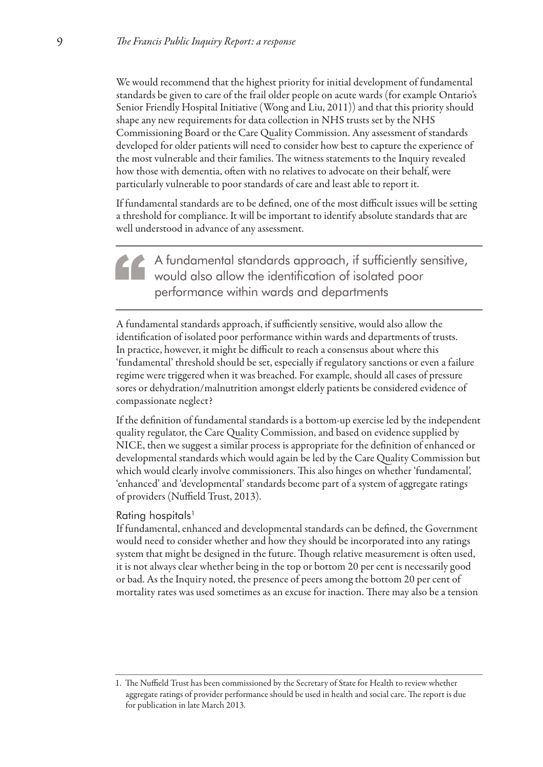We would recommend that the highest priority for initial development of fundamental standards be given to care of the frail older people on acute wards (for example Ontario's Senior Friendly Hospital Initiative (Wong and Liu, 2011)) and that this priority should shape any new requirements for data collection in NHS trusts set by the NHS Commissioning Board or the Care Quality Commission. Any assessment of standards developed for older patients will need to consider how best to capture the experience of the most vulnerable and their families. The witness statements to the Inquiry revealed how those with dementia, often with no relatives to advocate on their behalf, were particularly vulnerable to poor standards of care and least able to report it.

If fundamental standards are to be defined, one of the most difficult issues will be setting a threshold for compliance. It will be important to identify absolute standards that are well understood in advance of any assessment.

> A fundamental standards approach, if sufficiently sensitive, would also allow the identification of isolated poor performance within wards and departments

A fundamental standards approach, if sufficiently sensitive, would also allow the identification of isolated poor performance within wards and departments of trusts. In practice, however, it might be difficult to reach a consensus about where this 'fundamental' threshold should be set, especially if regulatory sanctions or even a failure regime were triggered when it was breached. For example, should all cases of pressure sores or dehydration/malnutrition amongst elderly patients be considered evidence of compassionate neglect?

If the definition of fundamental standards is a bottom-up exercise led by the independent quality regulator, the Care Quality Commission, and based on evidence supplied by NICE, then we suggest a similar process is appropriate for the definition of enhanced or developmental standards which would again be led by the Care Quality Commission but which would clearly involve commissioners. This also hinges on whether 'fundamental', 'enhanced' and 'developmental' standards become part of a system of aggregate ratings of providers (Nuffield Trust, 2013).

### Rating hospitals[1]

If fundamental, enhanced and developmental standards can be defined, the Government would need to consider whether and how they should be incorporated into any ratings system that might be designed in the future. Though relative measurement is often used, it is not always clear whether being in the top or bottom 20 per cent is necessarily good or bad. As the Inquiry noted, the presence of peers among the bottom 20 per cent of mortality rates was used sometimes as an excuse for inaction. There may also be a tension

---

1. The Nuffield Trust has been commissioned by the Secretary of State for Health to review whether aggregate ratings of provider performance should be used in health and social care. The report is due for publication in late March 2013.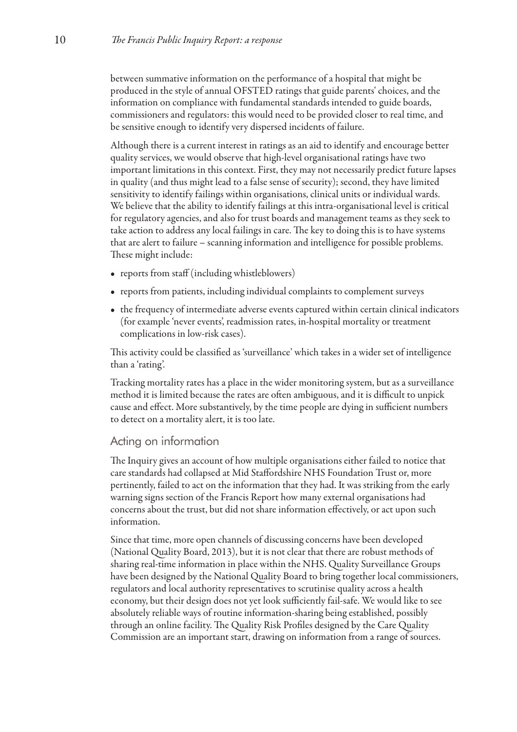between summative information on the performance of a hospital that might be produced in the style of annual OFSTED ratings that guide parents' choices, and the information on compliance with fundamental standards intended to guide boards, commissioners and regulators: this would need to be provided closer to real time, and be sensitive enough to identify very dispersed incidents of failure.

Although there is a current interest in ratings as an aid to identify and encourage better quality services, we would observe that high-level organisational ratings have two important limitations in this context. First, they may not necessarily predict future lapses in quality (and thus might lead to a false sense of security); second, they have limited sensitivity to identify failings within organisations, clinical units or individual wards. We believe that the ability to identify failings at this intra-organisational level is critical for regulatory agencies, and also for trust boards and management teams as they seek to take action to address any local failings in care. The key to doing this is to have systems that are alert to failure – scanning information and intelligence for possible problems. These might include:

- reports from staff (including whistleblowers)
- reports from patients, including individual complaints to complement surveys
- the frequency of intermediate adverse events captured within certain clinical indicators (for example 'never events', readmission rates, in-hospital mortality or treatment complications in low-risk cases).

This activity could be classified as 'surveillance' which takes in a wider set of intelligence than a 'rating'.

Tracking mortality rates has a place in the wider monitoring system, but as a surveillance method it is limited because the rates are often ambiguous, and it is difficult to unpick cause and effect. More substantively, by the time people are dying in sufficient numbers to detect on a mortality alert, it is too late.

## Acting on information

The Inquiry gives an account of how multiple organisations either failed to notice that care standards had collapsed at Mid Staffordshire NHS Foundation Trust or, more pertinently, failed to act on the information that they had. It was striking from the early warning signs section of the Francis Report how many external organisations had concerns about the trust, but did not share information effectively, or act upon such information.

Since that time, more open channels of discussing concerns have been developed (National Quality Board, 2013), but it is not clear that there are robust methods of sharing real-time information in place within the NHS. Quality Surveillance Groups have been designed by the National Quality Board to bring together local commissioners, regulators and local authority representatives to scrutinise quality across a health economy, but their design does not yet look sufficiently fail-safe. We would like to see absolutely reliable ways of routine information-sharing being established, possibly through an online facility. The Quality Risk Profiles designed by the Care Quality Commission are an important start, drawing on information from a range of sources.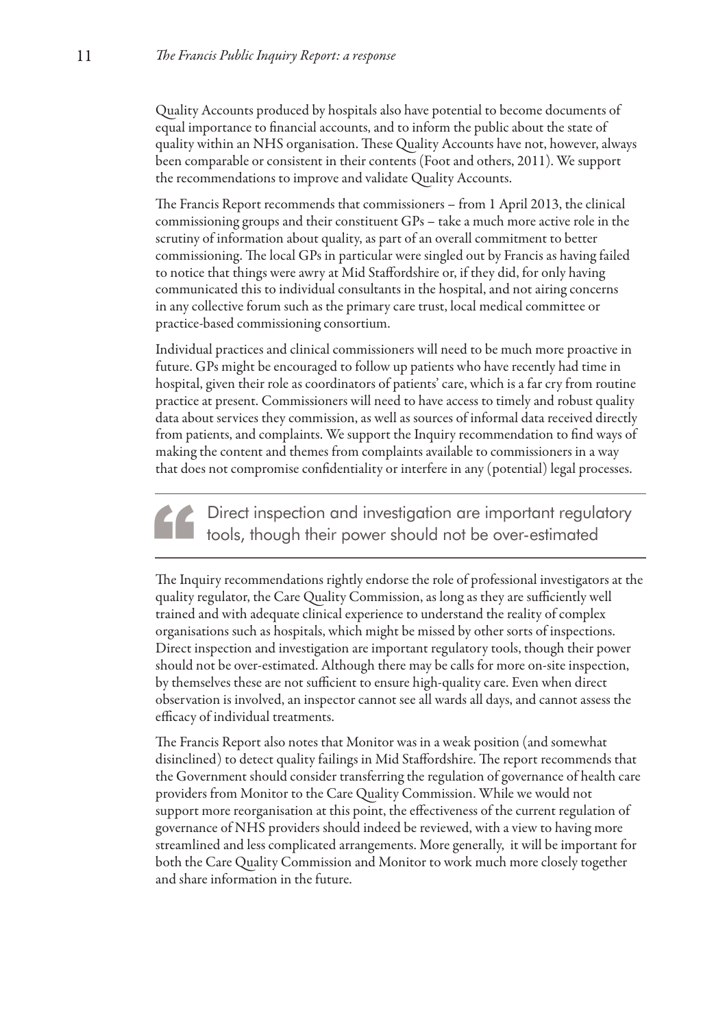Quality Accounts produced by hospitals also have potential to become documents of equal importance to financial accounts, and to inform the public about the state of quality within an NHS organisation. These Quality Accounts have not, however, always been comparable or consistent in their contents (Foot and others, 2011). We support the recommendations to improve and validate Quality Accounts.

The Francis Report recommends that commissioners – from 1 April 2013, the clinical commissioning groups and their constituent GPs – take a much more active role in the scrutiny of information about quality, as part of an overall commitment to better commissioning. The local GPs in particular were singled out by Francis as having failed to notice that things were awry at Mid Staffordshire or, if they did, for only having communicated this to individual consultants in the hospital, and not airing concerns in any collective forum such as the primary care trust, local medical committee or practice-based commissioning consortium.

Individual practices and clinical commissioners will need to be much more proactive in future. GPs might be encouraged to follow up patients who have recently had time in hospital, given their role as coordinators of patients' care, which is a far cry from routine practice at present. Commissioners will need to have access to timely and robust quality data about services they commission, as well as sources of informal data received directly from patients, and complaints. We support the Inquiry recommendation to find ways of making the content and themes from complaints available to commissioners in a way that does not compromise confidentiality or interfere in any (potential) legal processes.

> Direct inspection and investigation are important regulatory tools, though their power should not be over-estimated

The Inquiry recommendations rightly endorse the role of professional investigators at the quality regulator, the Care Quality Commission, as long as they are sufficiently well trained and with adequate clinical experience to understand the reality of complex organisations such as hospitals, which might be missed by other sorts of inspections. Direct inspection and investigation are important regulatory tools, though their power should not be over-estimated. Although there may be calls for more on-site inspection, by themselves these are not sufficient to ensure high-quality care. Even when direct observation is involved, an inspector cannot see all wards all days, and cannot assess the efficacy of individual treatments.

The Francis Report also notes that Monitor was in a weak position (and somewhat disinclined) to detect quality failings in Mid Staffordshire. The report recommends that the Government should consider transferring the regulation of governance of health care providers from Monitor to the Care Quality Commission. While we would not support more reorganisation at this point, the effectiveness of the current regulation of governance of NHS providers should indeed be reviewed, with a view to having more streamlined and less complicated arrangements. More generally, it will be important for both the Care Quality Commission and Monitor to work much more closely together and share information in the future.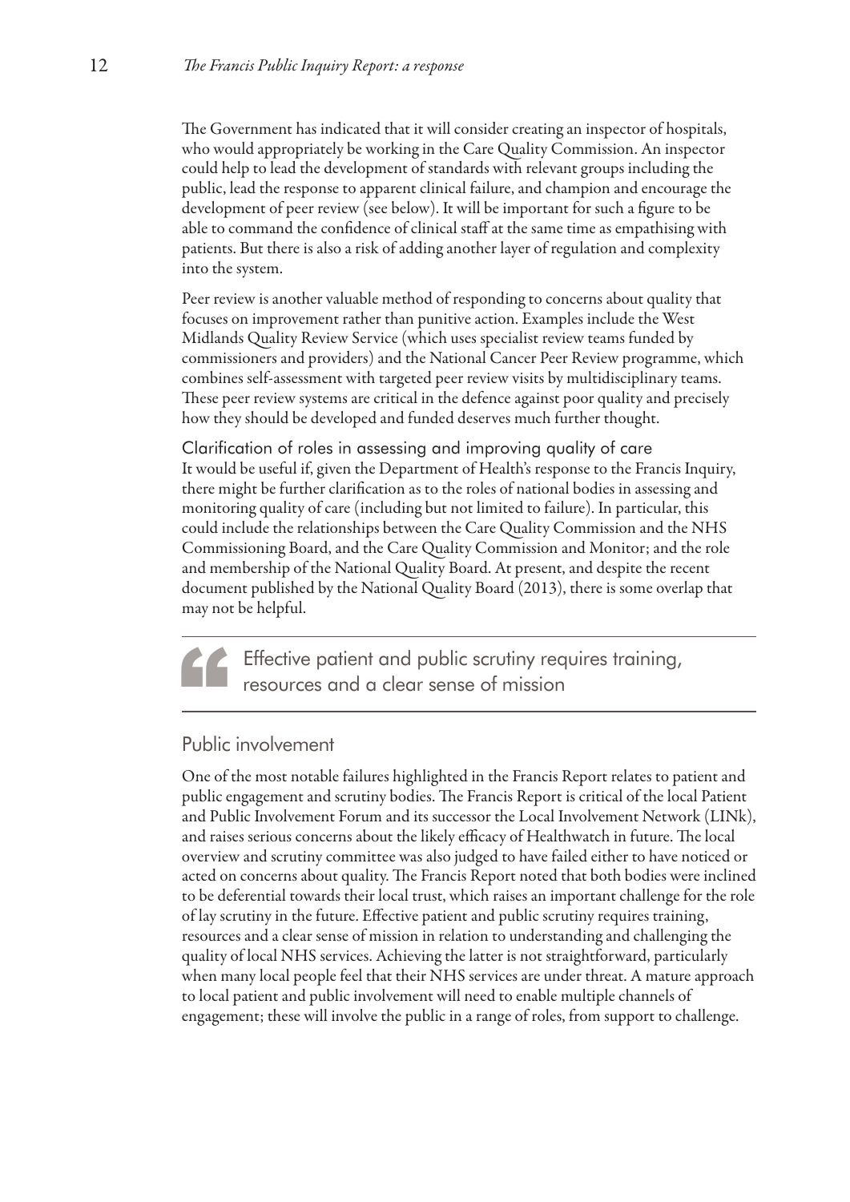The Government has indicated that it will consider creating an inspector of hospitals, who would appropriately be working in the Care Quality Commission. An inspector could help to lead the development of standards with relevant groups including the public, lead the response to apparent clinical failure, and champion and encourage the development of peer review (see below). It will be important for such a figure to be able to command the confidence of clinical staff at the same time as empathising with patients. But there is also a risk of adding another layer of regulation and complexity into the system.

Peer review is another valuable method of responding to concerns about quality that focuses on improvement rather than punitive action. Examples include the West Midlands Quality Review Service (which uses specialist review teams funded by commissioners and providers) and the National Cancer Peer Review programme, which combines self-assessment with targeted peer review visits by multidisciplinary teams. These peer review systems are critical in the defence against poor quality and precisely how they should be developed and funded deserves much further thought.

### Clarification of roles in assessing and improving quality of care

It would be useful if, given the Department of Health's response to the Francis Inquiry, there might be further clarification as to the roles of national bodies in assessing and monitoring quality of care (including but not limited to failure). In particular, this could include the relationships between the Care Quality Commission and the NHS Commissioning Board, and the Care Quality Commission and Monitor; and the role and membership of the National Quality Board. At present, and despite the recent document published by the National Quality Board (2013), there is some overlap that may not be helpful.

> Effective patient and public scrutiny requires training, resources and a clear sense of mission

## Public involvement

One of the most notable failures highlighted in the Francis Report relates to patient and public engagement and scrutiny bodies. The Francis Report is critical of the local Patient and Public Involvement Forum and its successor the Local Involvement Network (LINk), and raises serious concerns about the likely efficacy of Healthwatch in future. The local overview and scrutiny committee was also judged to have failed either to have noticed or acted on concerns about quality. The Francis Report noted that both bodies were inclined to be deferential towards their local trust, which raises an important challenge for the role of lay scrutiny in the future. Effective patient and public scrutiny requires training, resources and a clear sense of mission in relation to understanding and challenging the quality of local NHS services. Achieving the latter is not straightforward, particularly when many local people feel that their NHS services are under threat. A mature approach to local patient and public involvement will need to enable multiple channels of engagement; these will involve the public in a range of roles, from support to challenge.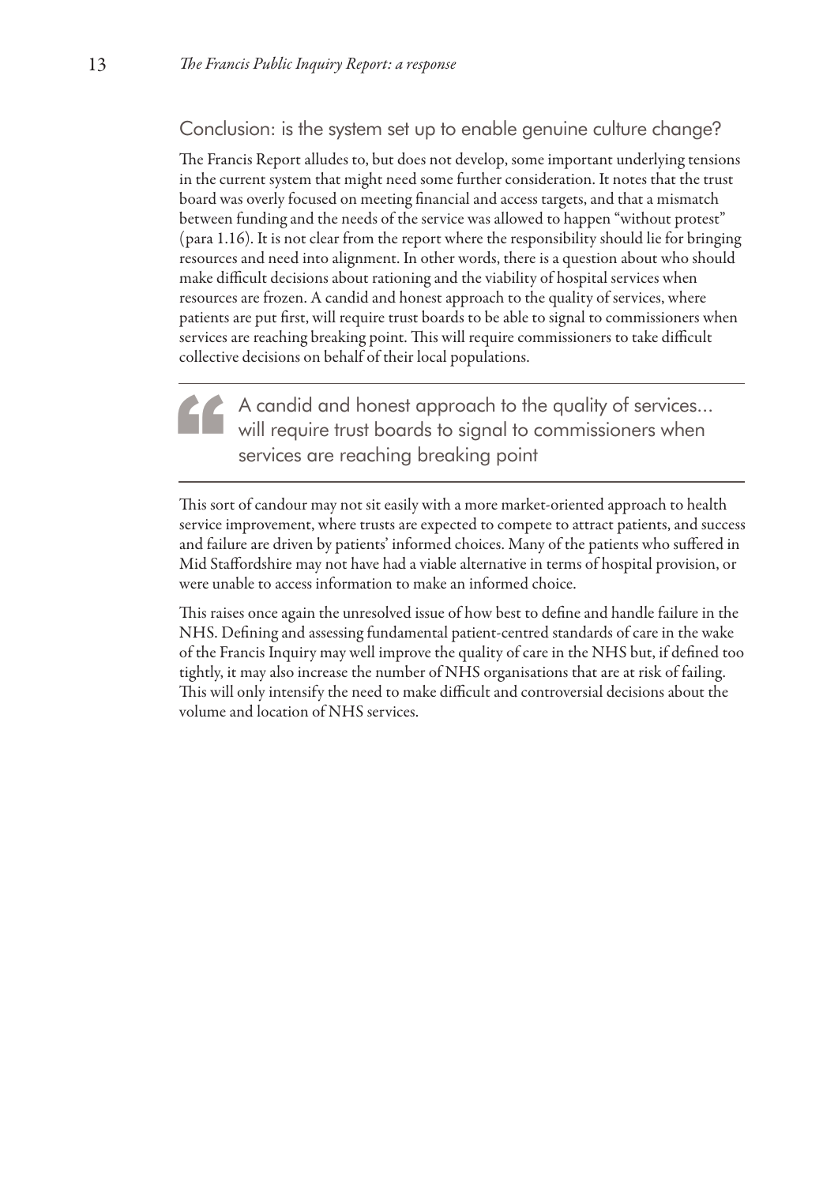## Conclusion: is the system set up to enable genuine culture change?

The Francis Report alludes to, but does not develop, some important underlying tensions in the current system that might need some further consideration. It notes that the trust board was overly focused on meeting financial and access targets, and that a mismatch between funding and the needs of the service was allowed to happen "without protest" (para 1.16). It is not clear from the report where the responsibility should lie for bringing resources and need into alignment. In other words, there is a question about who should make difficult decisions about rationing and the viability of hospital services when resources are frozen. A candid and honest approach to the quality of services, where patients are put first, will require trust boards to be able to signal to commissioners when services are reaching breaking point. This will require commissioners to take difficult collective decisions on behalf of their local populations.

> A candid and honest approach to the quality of services... will require trust boards to signal to commissioners when services are reaching breaking point

This sort of candour may not sit easily with a more market-oriented approach to health service improvement, where trusts are expected to compete to attract patients, and success and failure are driven by patients' informed choices. Many of the patients who suffered in Mid Staffordshire may not have had a viable alternative in terms of hospital provision, or were unable to access information to make an informed choice.

This raises once again the unresolved issue of how best to define and handle failure in the NHS. Defining and assessing fundamental patient-centred standards of care in the wake of the Francis Inquiry may well improve the quality of care in the NHS but, if defined too tightly, it may also increase the number of NHS organisations that are at risk of failing. This will only intensify the need to make difficult and controversial decisions about the volume and location of NHS services.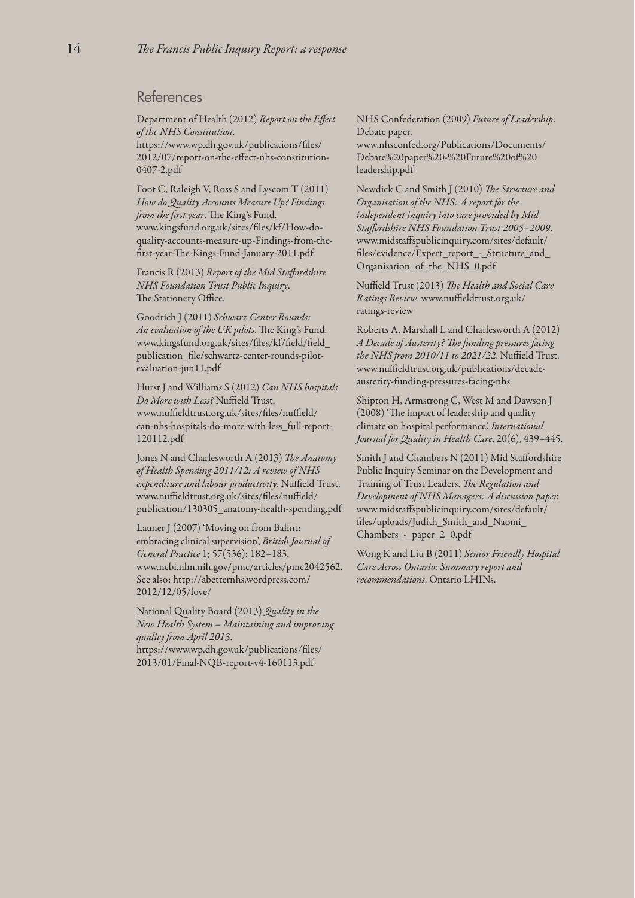## References

Department of Health (2012) *Report on the Effect of the NHS Constitution*. https://www.wp.dh.gov.uk/publications/files/2012/07/report-on-the-effect-nhs-constitution-0407-2.pdf

Foot C, Raleigh V, Ross S and Lyscom T (2011) *How do Quality Accounts Measure Up? Findings from the first year*. The King's Fund. www.kingsfund.org.uk/sites/files/kf/How-do-quality-accounts-measure-up-Findings-from-the-first-year-The-Kings-Fund-January-2011.pdf

Francis R (2013) *Report of the Mid Staffordshire NHS Foundation Trust Public Inquiry*. The Stationery Office.

Goodrich J (2011) *Schwarz Center Rounds: An evaluation of the UK pilots*. The King's Fund. www.kingsfund.org.uk/sites/files/kf/field/field_publication_file/schwartz-center-rounds-pilot-evaluation-jun11.pdf

Hurst J and Williams S (2012) *Can NHS hospitals Do More with Less?* Nuffield Trust. www.nuffieldtrust.org.uk/sites/files/nuffield/can-nhs-hospitals-do-more-with-less_full-report-120112.pdf

Jones N and Charlesworth A (2013) *The Anatomy of Health Spending 2011/12: A review of NHS expenditure and labour productivity*. Nuffield Trust. www.nuffieldtrust.org.uk/sites/files/nuffield/publication/130305_anatomy-health-spending.pdf

Launer J (2007) 'Moving on from Balint: embracing clinical supervision', *British Journal of General Practice* 1; 57(536): 182–183. www.ncbi.nlm.nih.gov/pmc/articles/pmc2042562. See also: http://abetternhs.wordpress.com/2012/12/05/love/

National Quality Board (2013) *Quality in the New Health System – Maintaining and improving quality from April 2013*. https://www.wp.dh.gov.uk/publications/files/2013/01/Final-NQB-report-v4-160113.pdf

NHS Confederation (2009) *Future of Leadership*. Debate paper. www.nhsconfed.org/Publications/Documents/Debate%20paper%20-%20Future%20of%20leadership.pdf

Newdick C and Smith J (2010) *The Structure and Organisation of the NHS: A report for the independent inquiry into care provided by Mid Staffordshire NHS Foundation Trust 2005–2009*. www.midstaffspublicinquiry.com/sites/default/files/evidence/Expert_report_-_Structure_and_Organisation_of_the_NHS_0.pdf

Nuffield Trust (2013) *The Health and Social Care Ratings Review*. www.nuffieldtrust.org.uk/ratings-review

Roberts A, Marshall L and Charlesworth A (2012) *A Decade of Austerity? The funding pressures facing the NHS from 2010/11 to 2021/22*. Nuffield Trust. www.nuffieldtrust.org.uk/publications/decade-austerity-funding-pressures-facing-nhs

Shipton H, Armstrong C, West M and Dawson J (2008) 'The impact of leadership and quality climate on hospital performance', *International Journal for Quality in Health Care*, 20(6), 439–445.

Smith J and Chambers N (2011) Mid Staffordshire Public Inquiry Seminar on the Development and Training of Trust Leaders. *The Regulation and Development of NHS Managers: A discussion paper.* www.midstaffspublicinquiry.com/sites/default/files/uploads/Judith_Smith_and_Naomi_Chambers_-_paper_2_0.pdf

Wong K and Liu B (2011) *Senior Friendly Hospital Care Across Ontario: Summary report and recommendations*. Ontario LHINs.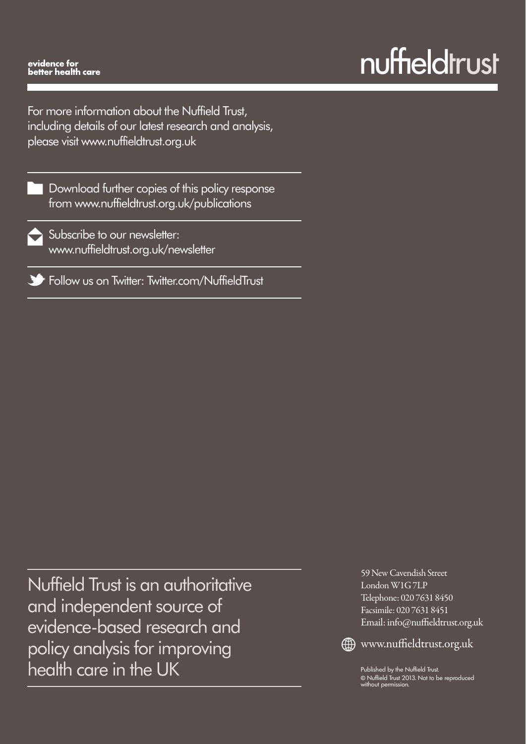**evidence for better health care**

# nuffieldtrust

For more information about the Nuffield Trust, including details of our latest research and analysis, please visit www.nuffieldtrust.org.uk

Download further copies of this policy response from www.nuffieldtrust.org.uk/publications

Subscribe to our newsletter: www.nuffieldtrust.org.uk/newsletter

Follow us on Twitter: Twitter.com/NuffieldTrust

Nuffield Trust is an authoritative and independent source of evidence-based research and policy analysis for improving health care in the UK

59 New Cavendish Street
London W1G 7LP
Telephone: 020 7631 8450
Facsimile: 020 7631 8451
Email: info@nuffieldtrust.org.uk

www.nuffieldtrust.org.uk

Published by the Nuffield Trust.
© Nuffield Trust 2013. Not to be reproduced without permission.